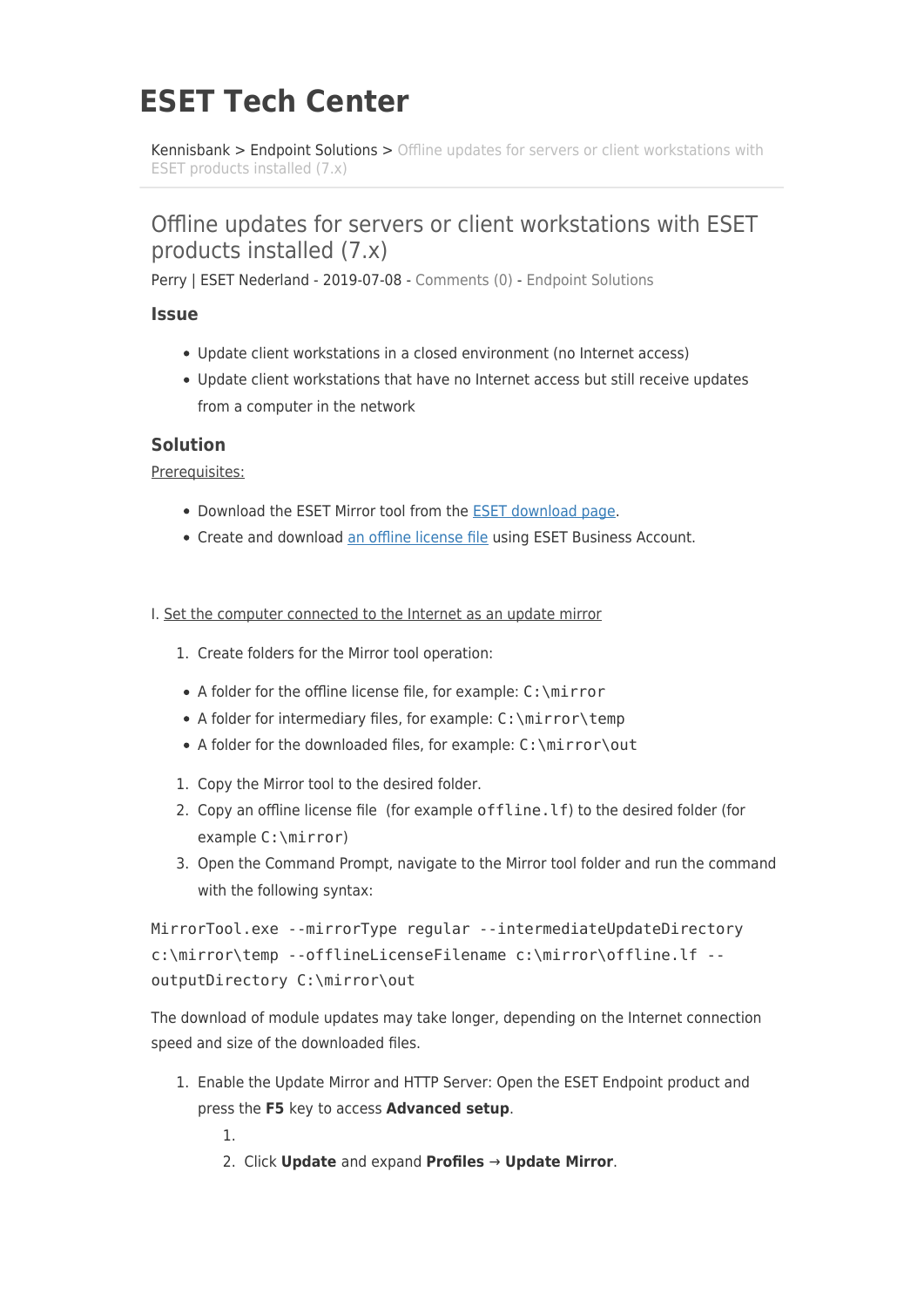# ESET Tech Center

Kennisbank > Endpoint Solutions > Offline updates for servers or client workstations with ESET products installed (7.x)

## Offline updates for servers or client workstations with ESET products installed (7.x)

Perry | ESET Nederland - 2019-07-08 - Comments (0) - Endpoint Solutions

### Issue

- Update client workstations in a closed environment (no Internet access)
- Update client workstations that have no Internet access but still receive updates from a computer in the network

### Solution

Prerequisites:

- Download the ESET Mirror tool from the ESET download page.
- Create and download an offline license file using ESET Business Account.

I. Set the computer connected to the Internet as an update mirror

1. Create folders for the Mirror tool operation:

- A folder for the offline license file, for example: `C:\mirror`
- A folder for intermediary files, for example: `C:\mirror\temp`
- A folder for the downloaded files, for example: `C:\mirror\out`

1. Copy the Mirror tool to the desired folder.
2. Copy an offline license file (for example `offline.lf`) to the desired folder (for example `C:\mirror`)
3. Open the Command Prompt, navigate to the Mirror tool folder and run the command with the following syntax:

```
MirrorTool.exe --mirrorType regular --intermediateUpdateDirectory c:\mirror\temp --offlineLicenseFilename c:\mirror\offline.lf --outputDirectory C:\mirror\out
```

The download of module updates may take longer, depending on the Internet connection speed and size of the downloaded files.

1. Enable the Update Mirror and HTTP Server: Open the ESET Endpoint product and press the **F5** key to access **Advanced setup**.
    1. 
    2. Click **Update** and expand **Profiles → Update Mirror**.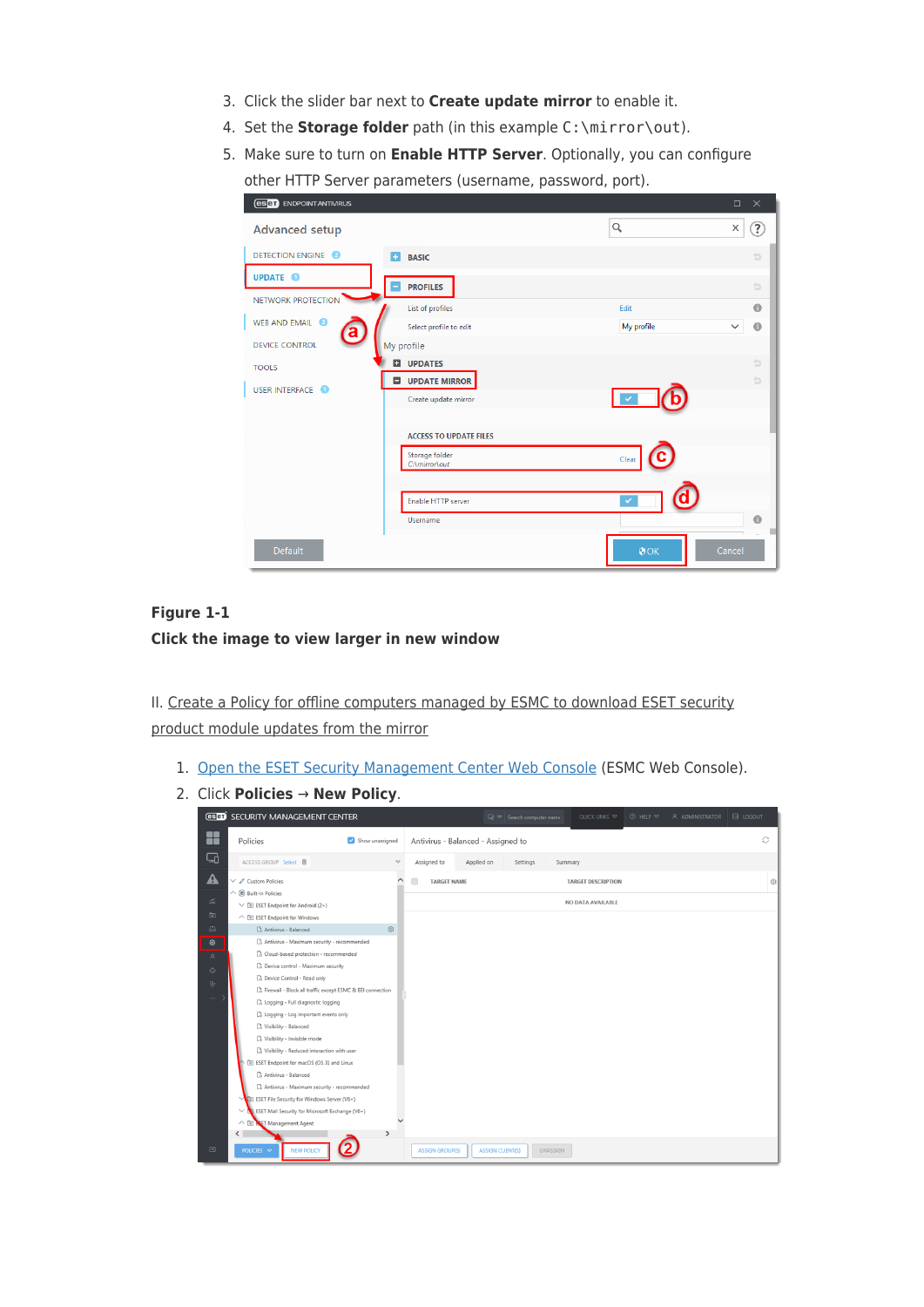3. Click the slider bar next to **Create update mirror** to enable it.
4. Set the **Storage folder** path (in this example `C:\mirror\out`).
5. Make sure to turn on **Enable HTTP Server**. Optionally, you can configure other HTTP Server parameters (username, password, port).

**Figure 1-1**

**Click the image to view larger in new window**

II. Create a Policy for offline computers managed by ESMC to download ESET security product module updates from the mirror

1. Open the ESET Security Management Center Web Console (ESMC Web Console).
2. Click **Policies** → **New Policy**.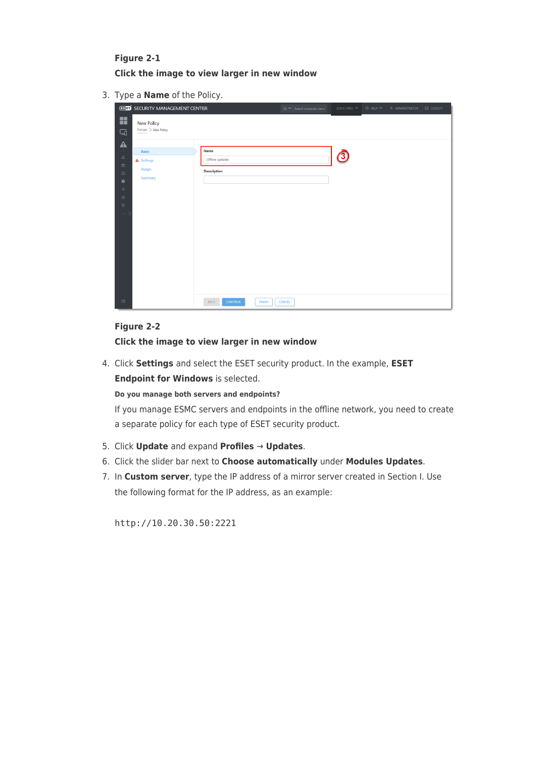**Figure 2-1**

**Click the image to view larger in new window**

3. Type a **Name** of the Policy.

**Figure 2-2**

**Click the image to view larger in new window**

4. Click **Settings** and select the ESET security product. In the example, **ESET Endpoint for Windows** is selected.

   **Do you manage both servers and endpoints?**

   If you manage ESMC servers and endpoints in the offline network, you need to create a separate policy for each type of ESET security product.

5. Click **Update** and expand **Profiles** → **Updates**.
6. Click the slider bar next to **Choose automatically** under **Modules Updates**.
7. In **Custom server**, type the IP address of a mirror server created in Section I. Use the following format for the IP address, as an example:

```
http://10.20.30.50:2221
```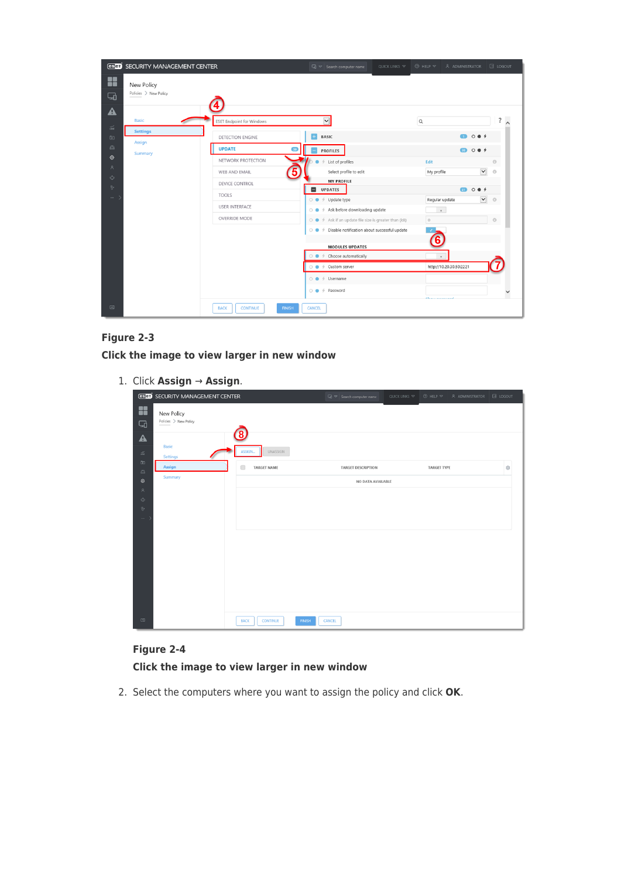**Figure 2-3**

**Click the image to view larger in new window**

1. Click **Assign** → **Assign**.

**Figure 2-4**

**Click the image to view larger in new window**

2. Select the computers where you want to assign the policy and click **OK**.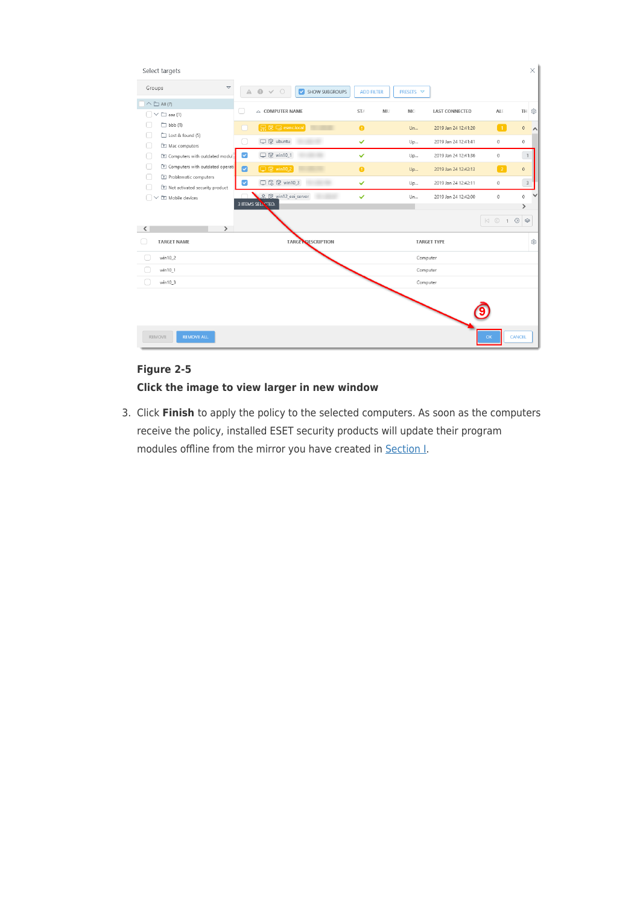**Figure 2-5**

**Click the image to view larger in new window**

3. Click **Finish** to apply the policy to the selected computers. As soon as the computers receive the policy, installed ESET security products will update their program modules offline from the mirror you have created in Section I.